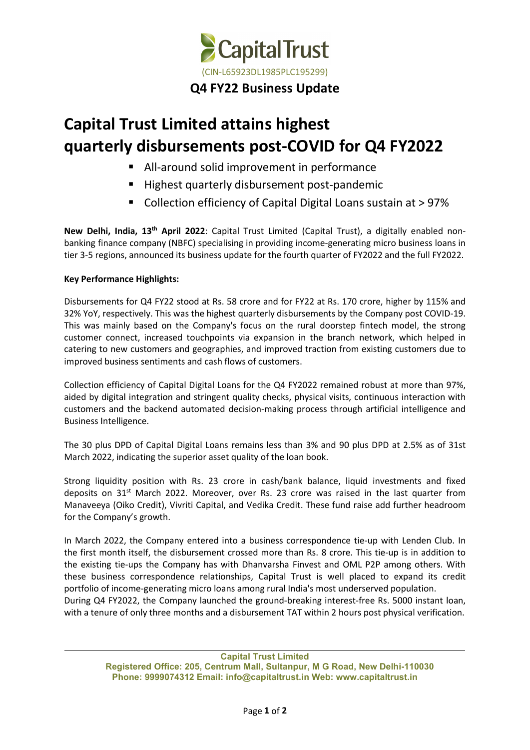Capital Trust

(CIN-L65923DL1985PLC195299)

## Q4 FY22 Business Update

# Capital Trust Limited attains highest quarterly disbursements post-COVID for Q4 FY2022

- All-around solid improvement in performance
- Highest quarterly disbursement post-pandemic
- Collection efficiency of Capital Digital Loans sustain at > 97%

**New Delhi, India, 13th April 2022**: Capital Trust Limited (Capital Trust), a digitally enabled non-banking finance company (NBFC) specialising in providing income-generating micro business loans in tier 3-5 regions, announced its business update for the fourth quarter of FY2022 and the full FY2022.

**Key Performance Highlights:**

Disbursements for Q4 FY22 stood at Rs. 58 crore and for FY22 at Rs. 170 crore, higher by 115% and 32% YoY, respectively. This was the highest quarterly disbursements by the Company post COVID-19. This was mainly based on the Company's focus on the rural doorstep fintech model, the strong customer connect, increased touchpoints via expansion in the branch network, which helped in catering to new customers and geographies, and improved traction from existing customers due to improved business sentiments and cash flows of customers.

Collection efficiency of Capital Digital Loans for the Q4 FY2022 remained robust at more than 97%, aided by digital integration and stringent quality checks, physical visits, continuous interaction with customers and the backend automated decision-making process through artificial intelligence and Business Intelligence.

The 30 plus DPD of Capital Digital Loans remains less than 3% and 90 plus DPD at 2.5% as of 31st March 2022, indicating the superior asset quality of the loan book.

Strong liquidity position with Rs. 23 crore in cash/bank balance, liquid investments and fixed deposits on 31st March 2022. Moreover, over Rs. 23 crore was raised in the last quarter from Manaveeya (Oiko Credit), Vivriti Capital, and Vedika Credit. These fund raise add further headroom for the Company's growth.

In March 2022, the Company entered into a business correspondence tie-up with Lenden Club. In the first month itself, the disbursement crossed more than Rs. 8 crore. This tie-up is in addition to the existing tie-ups the Company has with Dhanvarsha Finvest and OML P2P among others. With these business correspondence relationships, Capital Trust is well placed to expand its credit portfolio of income-generating micro loans among rural India's most underserved population.

During Q4 FY2022, the Company launched the ground-breaking interest-free Rs. 5000 instant loan, with a tenure of only three months and a disbursement TAT within 2 hours post physical verification.

**Capital Trust Limited**
**Registered Office: 205, Centrum Mall, Sultanpur, M G Road, New Delhi-110030**
**Phone: 9999074312 Email: info@capitaltrust.in Web: www.capitaltrust.in**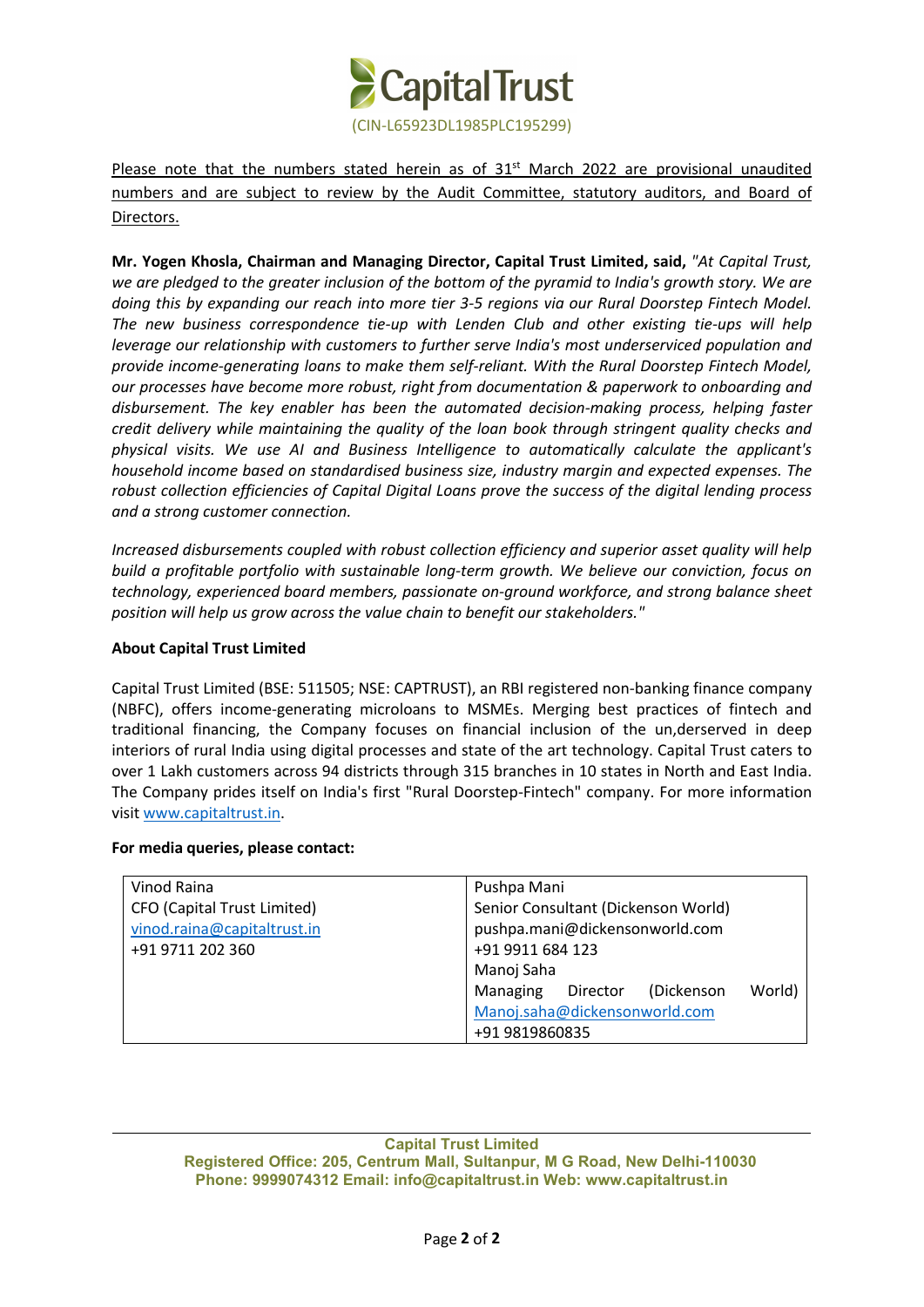Capital Trust

(CIN-L65923DL1985PLC195299)

Please note that the numbers stated herein as of 31st March 2022 are provisional unaudited numbers and are subject to review by the Audit Committee, statutory auditors, and Board of Directors.

**Mr. Yogen Khosla, Chairman and Managing Director, Capital Trust Limited, said,** *"At Capital Trust, we are pledged to the greater inclusion of the bottom of the pyramid to India's growth story. We are doing this by expanding our reach into more tier 3-5 regions via our Rural Doorstep Fintech Model. The new business correspondence tie-up with Lenden Club and other existing tie-ups will help leverage our relationship with customers to further serve India's most underserviced population and provide income-generating loans to make them self-reliant. With the Rural Doorstep Fintech Model, our processes have become more robust, right from documentation & paperwork to onboarding and disbursement. The key enabler has been the automated decision-making process, helping faster credit delivery while maintaining the quality of the loan book through stringent quality checks and physical visits. We use AI and Business Intelligence to automatically calculate the applicant's household income based on standardised business size, industry margin and expected expenses. The robust collection efficiencies of Capital Digital Loans prove the success of the digital lending process and a strong customer connection.*

*Increased disbursements coupled with robust collection efficiency and superior asset quality will help build a profitable portfolio with sustainable long-term growth. We believe our conviction, focus on technology, experienced board members, passionate on-ground workforce, and strong balance sheet position will help us grow across the value chain to benefit our stakeholders."*

**About Capital Trust Limited**

Capital Trust Limited (BSE: 511505; NSE: CAPTRUST), an RBI registered non-banking finance company (NBFC), offers income-generating microloans to MSMEs. Merging best practices of fintech and traditional financing, the Company focuses on financial inclusion of the un,derserved in deep interiors of rural India using digital processes and state of the art technology. Capital Trust caters to over 1 Lakh customers across 94 districts through 315 branches in 10 states in North and East India. The Company prides itself on India's first "Rural Doorstep-Fintech" company. For more information visit www.capitaltrust.in.

**For media queries, please contact:**

| | |
|---|---|
| Vinod Raina<br>CFO (Capital Trust Limited)<br>vinod.raina@capitaltrust.in<br>+91 9711 202 360 | Pushpa Mani<br>Senior Consultant (Dickenson World)<br>pushpa.mani@dickensonworld.com<br>+91 9911 684 123<br>Manoj Saha<br>Managing Director (Dickenson World)<br>Manoj.saha@dickensonworld.com<br>+91 9819860835 |

**Capital Trust Limited**
**Registered Office: 205, Centrum Mall, Sultanpur, M G Road, New Delhi-110030**
**Phone: 9999074312 Email: info@capitaltrust.in Web: www.capitaltrust.in**